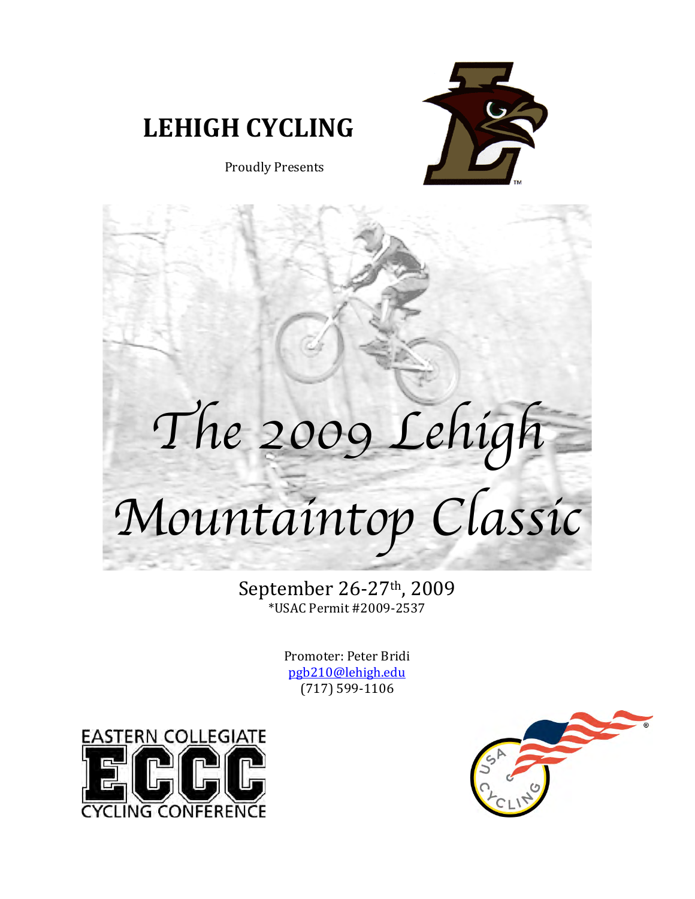# LEHIGH CYCLING

Proudly Presents

# *The 2009 Lehigh Mountaintop Classic*

September 26-27th, 2009
*USAC Permit #2009-2537

Promoter: Peter Bridi
pgb210@lehigh.edu
(717) 599-1106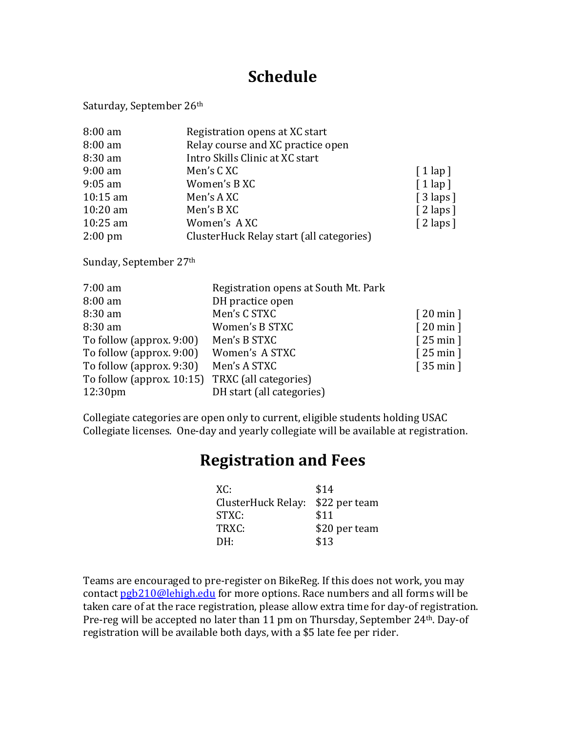# Schedule

Saturday, September 26th

| | | |
|---|---|---|
| 8:00 am | Registration opens at XC start | |
| 8:00 am | Relay course and XC practice open | |
| 8:30 am | Intro Skills Clinic at XC start | |
| 9:00 am | Men's C XC | [ 1 lap ] |
| 9:05 am | Women's B XC | [ 1 lap ] |
| 10:15 am | Men's A XC | [ 3 laps ] |
| 10:20 am | Men's B XC | [ 2 laps ] |
| 10:25 am | Women's A XC | [ 2 laps ] |
| 2:00 pm | ClusterHuck Relay start (all categories) | |

Sunday, September 27th

| | | |
|---|---|---|
| 7:00 am | Registration opens at South Mt. Park | |
| 8:00 am | DH practice open | |
| 8:30 am | Men's C STXC | [ 20 min ] |
| 8:30 am | Women's B STXC | [ 20 min ] |
| To follow (approx. 9:00) | Men's B STXC | [ 25 min ] |
| To follow (approx. 9:00) | Women's A STXC | [ 25 min ] |
| To follow (approx. 9:30) | Men's A STXC | [ 35 min ] |
| To follow (approx. 10:15) | TRXC (all categories) | |
| 12:30pm | DH start (all categories) | |

Collegiate categories are open only to current, eligible students holding USAC Collegiate licenses. One-day and yearly collegiate will be available at registration.

# Registration and Fees

| | |
|---|---|
| XC: | $14 |
| ClusterHuck Relay: | $22 per team |
| STXC: | $11 |
| TRXC: | $20 per team |
| DH: | $13 |

Teams are encouraged to pre-register on BikeReg. If this does not work, you may contact pgb210@lehigh.edu for more options. Race numbers and all forms will be taken care of at the race registration, please allow extra time for day-of registration. Pre-reg will be accepted no later than 11 pm on Thursday, September 24th. Day-of registration will be available both days, with a $5 late fee per rider.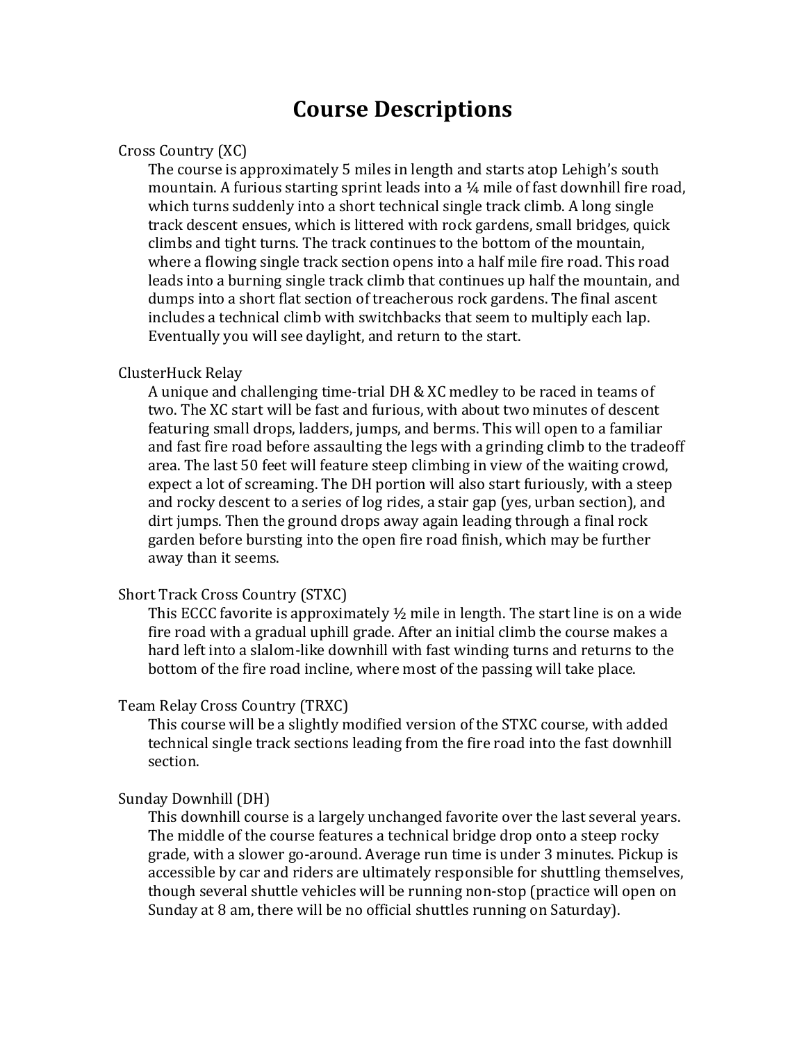# Course Descriptions

## Cross Country (XC)

The course is approximately 5 miles in length and starts atop Lehigh's south mountain. A furious starting sprint leads into a ¼ mile of fast downhill fire road, which turns suddenly into a short technical single track climb. A long single track descent ensues, which is littered with rock gardens, small bridges, quick climbs and tight turns. The track continues to the bottom of the mountain, where a flowing single track section opens into a half mile fire road. This road leads into a burning single track climb that continues up half the mountain, and dumps into a short flat section of treacherous rock gardens. The final ascent includes a technical climb with switchbacks that seem to multiply each lap. Eventually you will see daylight, and return to the start.

## ClusterHuck Relay

A unique and challenging time-trial DH & XC medley to be raced in teams of two. The XC start will be fast and furious, with about two minutes of descent featuring small drops, ladders, jumps, and berms. This will open to a familiar and fast fire road before assaulting the legs with a grinding climb to the tradeoff area. The last 50 feet will feature steep climbing in view of the waiting crowd, expect a lot of screaming. The DH portion will also start furiously, with a steep and rocky descent to a series of log rides, a stair gap (yes, urban section), and dirt jumps. Then the ground drops away again leading through a final rock garden before bursting into the open fire road finish, which may be further away than it seems.

## Short Track Cross Country (STXC)

This ECCC favorite is approximately ½ mile in length. The start line is on a wide fire road with a gradual uphill grade. After an initial climb the course makes a hard left into a slalom-like downhill with fast winding turns and returns to the bottom of the fire road incline, where most of the passing will take place.

## Team Relay Cross Country (TRXC)

This course will be a slightly modified version of the STXC course, with added technical single track sections leading from the fire road into the fast downhill section.

## Sunday Downhill (DH)

This downhill course is a largely unchanged favorite over the last several years. The middle of the course features a technical bridge drop onto a steep rocky grade, with a slower go-around. Average run time is under 3 minutes. Pickup is accessible by car and riders are ultimately responsible for shuttling themselves, though several shuttle vehicles will be running non-stop (practice will open on Sunday at 8 am, there will be no official shuttles running on Saturday).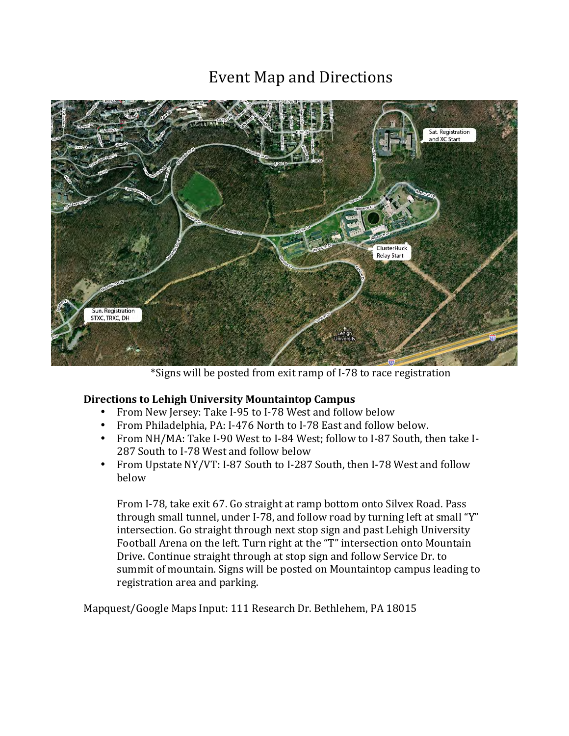# Event Map and Directions

*Signs will be posted from exit ramp of I-78 to race registration

**Directions to Lehigh University Mountaintop Campus**

- From New Jersey: Take I-95 to I-78 West and follow below
- From Philadelphia, PA: I-476 North to I-78 East and follow below.
- From NH/MA: Take I-90 West to I-84 West; follow to I-87 South, then take I-287 South to I-78 West and follow below
- From Upstate NY/VT: I-87 South to I-287 South, then I-78 West and follow below

  From I-78, take exit 67. Go straight at ramp bottom onto Silvex Road. Pass through small tunnel, under I-78, and follow road by turning left at small "Y" intersection. Go straight through next stop sign and past Lehigh University Football Arena on the left. Turn right at the "T" intersection onto Mountain Drive. Continue straight through at stop sign and follow Service Dr. to summit of mountain. Signs will be posted on Mountaintop campus leading to registration area and parking.

Mapquest/Google Maps Input: 111 Research Dr. Bethlehem, PA 18015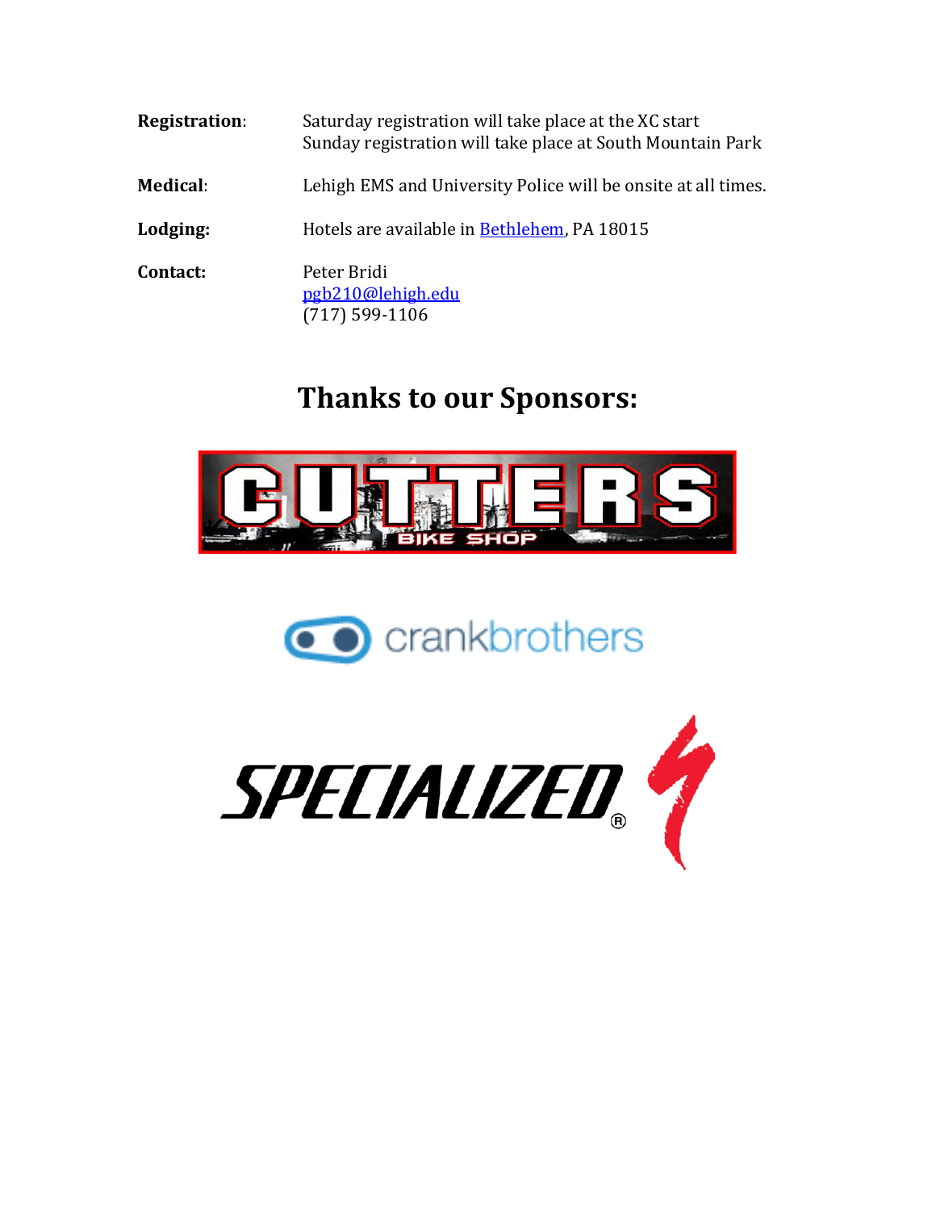| | |
|---|---|
| **Registration**: | Saturday registration will take place at the XC start<br>Sunday registration will take place at South Mountain Park |
| **Medical**: | Lehigh EMS and University Police will be onsite at all times. |
| **Lodging:** | Hotels are available in Bethlehem, PA 18015 |
| **Contact:** | Peter Bridi<br>pgb210@lehigh.edu<br>(717) 599-1106 |

## Thanks to our Sponsors: